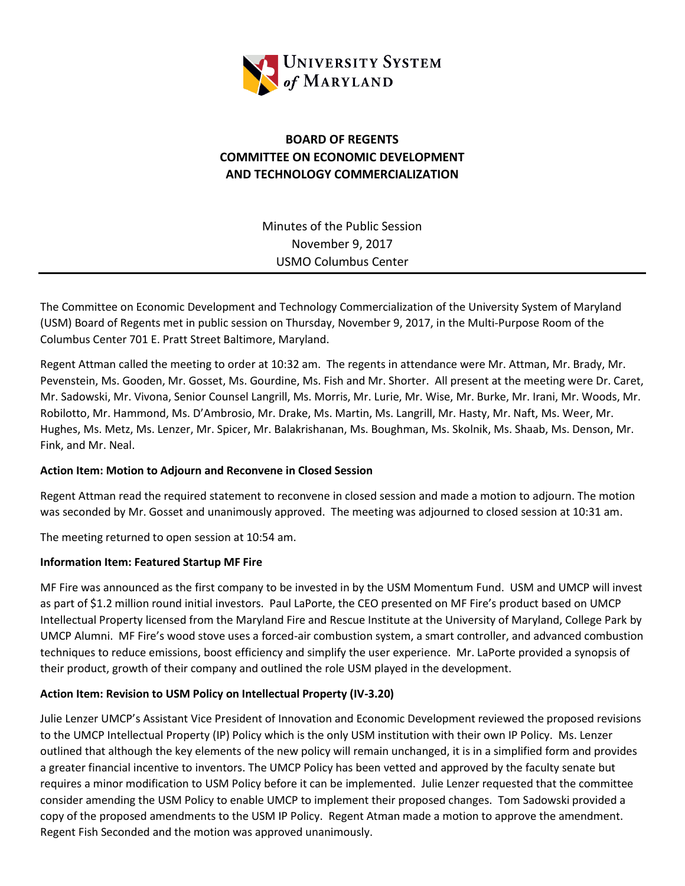UNIVERSITY SYSTEM of MARYLAND

# BOARD OF REGENTS
# COMMITTEE ON ECONOMIC DEVELOPMENT AND TECHNOLOGY COMMERCIALIZATION

Minutes of the Public Session
November 9, 2017
USMO Columbus Center

---

The Committee on Economic Development and Technology Commercialization of the University System of Maryland (USM) Board of Regents met in public session on Thursday, November 9, 2017, in the Multi-Purpose Room of the Columbus Center 701 E. Pratt Street Baltimore, Maryland.

Regent Attman called the meeting to order at 10:32 am. The regents in attendance were Mr. Attman, Mr. Brady, Mr. Pevenstein, Ms. Gooden, Mr. Gosset, Ms. Gourdine, Ms. Fish and Mr. Shorter. All present at the meeting were Dr. Caret, Mr. Sadowski, Mr. Vivona, Senior Counsel Langrill, Ms. Morris, Mr. Lurie, Mr. Wise, Mr. Burke, Mr. Irani, Mr. Woods, Mr. Robilotto, Mr. Hammond, Ms. D'Ambrosio, Mr. Drake, Ms. Martin, Ms. Langrill, Mr. Hasty, Mr. Naft, Ms. Weer, Mr. Hughes, Ms. Metz, Ms. Lenzer, Mr. Spicer, Mr. Balakrishanan, Ms. Boughman, Ms. Skolnik, Ms. Shaab, Ms. Denson, Mr. Fink, and Mr. Neal.

**Action Item: Motion to Adjourn and Reconvene in Closed Session**

Regent Attman read the required statement to reconvene in closed session and made a motion to adjourn. The motion was seconded by Mr. Gosset and unanimously approved. The meeting was adjourned to closed session at 10:31 am.

The meeting returned to open session at 10:54 am.

**Information Item: Featured Startup MF Fire**

MF Fire was announced as the first company to be invested in by the USM Momentum Fund. USM and UMCP will invest as part of $1.2 million round initial investors. Paul LaPorte, the CEO presented on MF Fire's product based on UMCP Intellectual Property licensed from the Maryland Fire and Rescue Institute at the University of Maryland, College Park by UMCP Alumni. MF Fire's wood stove uses a forced-air combustion system, a smart controller, and advanced combustion techniques to reduce emissions, boost efficiency and simplify the user experience. Mr. LaPorte provided a synopsis of their product, growth of their company and outlined the role USM played in the development.

**Action Item: Revision to USM Policy on Intellectual Property (IV-3.20)**

Julie Lenzer UMCP's Assistant Vice President of Innovation and Economic Development reviewed the proposed revisions to the UMCP Intellectual Property (IP) Policy which is the only USM institution with their own IP Policy. Ms. Lenzer outlined that although the key elements of the new policy will remain unchanged, it is in a simplified form and provides a greater financial incentive to inventors. The UMCP Policy has been vetted and approved by the faculty senate but requires a minor modification to USM Policy before it can be implemented. Julie Lenzer requested that the committee consider amending the USM Policy to enable UMCP to implement their proposed changes. Tom Sadowski provided a copy of the proposed amendments to the USM IP Policy. Regent Atman made a motion to approve the amendment. Regent Fish Seconded and the motion was approved unanimously.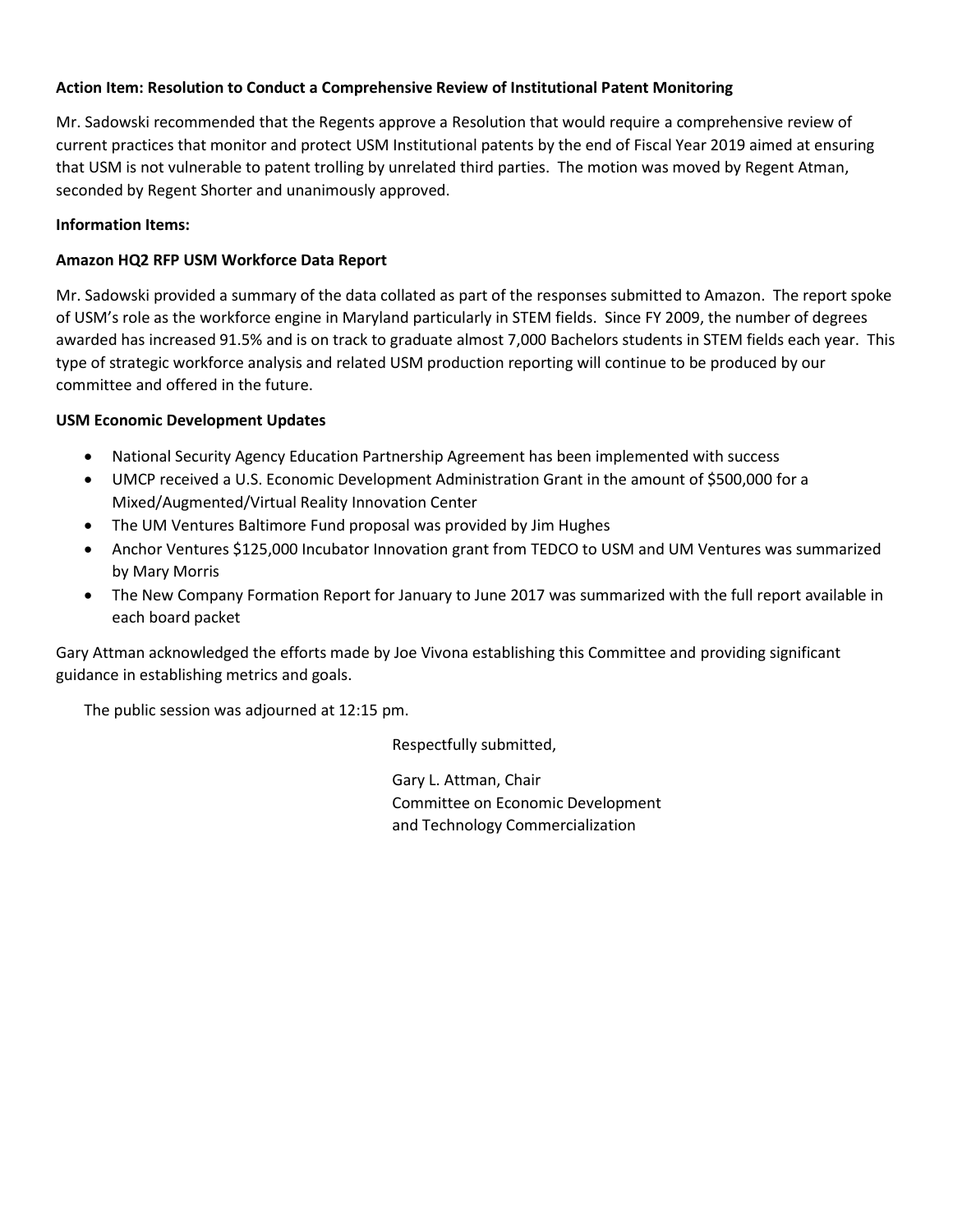**Action Item: Resolution to Conduct a Comprehensive Review of Institutional Patent Monitoring**

Mr. Sadowski recommended that the Regents approve a Resolution that would require a comprehensive review of current practices that monitor and protect USM Institutional patents by the end of Fiscal Year 2019 aimed at ensuring that USM is not vulnerable to patent trolling by unrelated third parties. The motion was moved by Regent Atman, seconded by Regent Shorter and unanimously approved.

**Information Items:**

**Amazon HQ2 RFP USM Workforce Data Report**

Mr. Sadowski provided a summary of the data collated as part of the responses submitted to Amazon. The report spoke of USM's role as the workforce engine in Maryland particularly in STEM fields. Since FY 2009, the number of degrees awarded has increased 91.5% and is on track to graduate almost 7,000 Bachelors students in STEM fields each year. This type of strategic workforce analysis and related USM production reporting will continue to be produced by our committee and offered in the future.

**USM Economic Development Updates**

- National Security Agency Education Partnership Agreement has been implemented with success
- UMCP received a U.S. Economic Development Administration Grant in the amount of $500,000 for a Mixed/Augmented/Virtual Reality Innovation Center
- The UM Ventures Baltimore Fund proposal was provided by Jim Hughes
- Anchor Ventures $125,000 Incubator Innovation grant from TEDCO to USM and UM Ventures was summarized by Mary Morris
- The New Company Formation Report for January to June 2017 was summarized with the full report available in each board packet

Gary Attman acknowledged the efforts made by Joe Vivona establishing this Committee and providing significant guidance in establishing metrics and goals.

The public session was adjourned at 12:15 pm.

Respectfully submitted,

Gary L. Attman, Chair
Committee on Economic Development
and Technology Commercialization